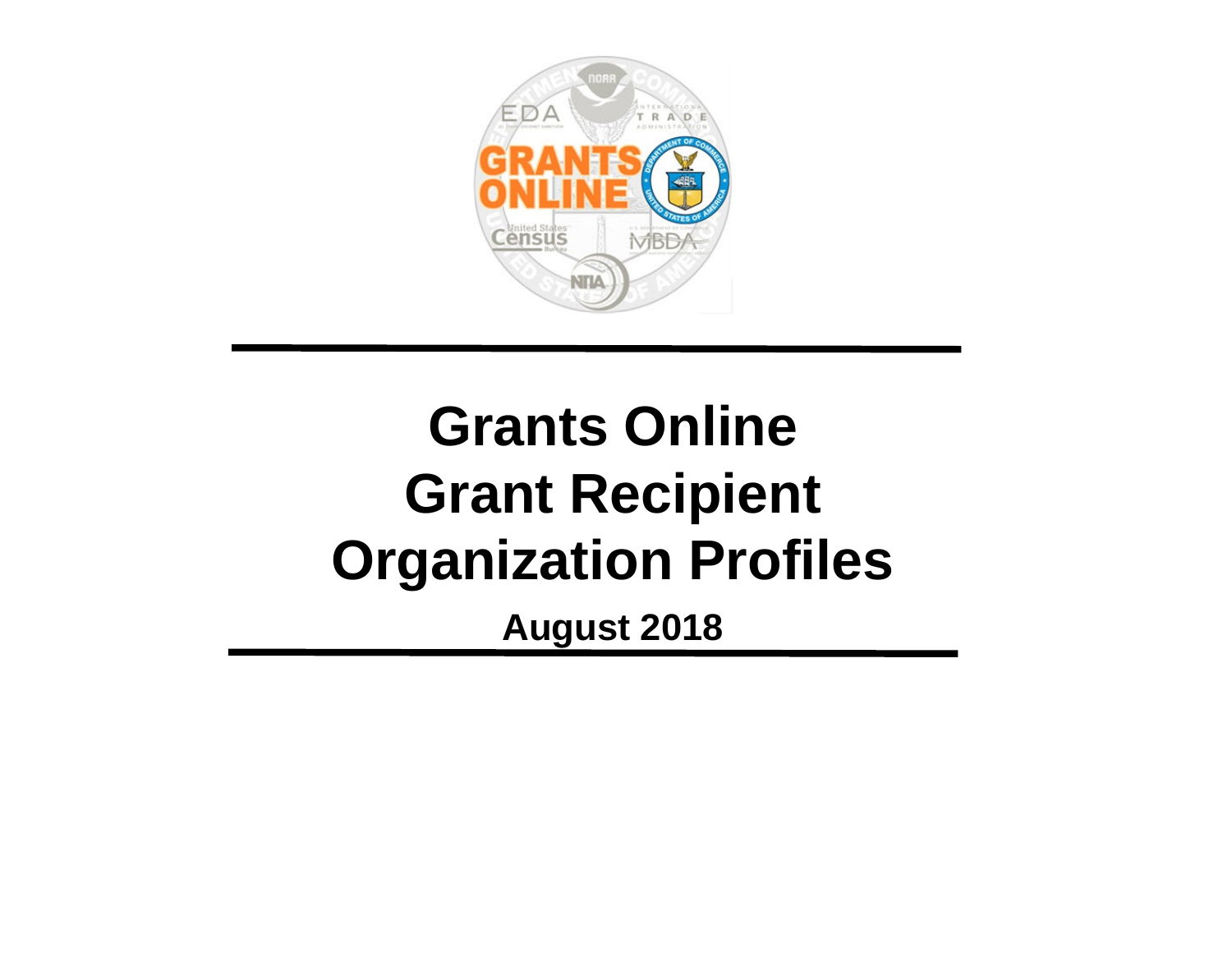# Grants Online
# Grant Recipient
# Organization Profiles

**August 2018**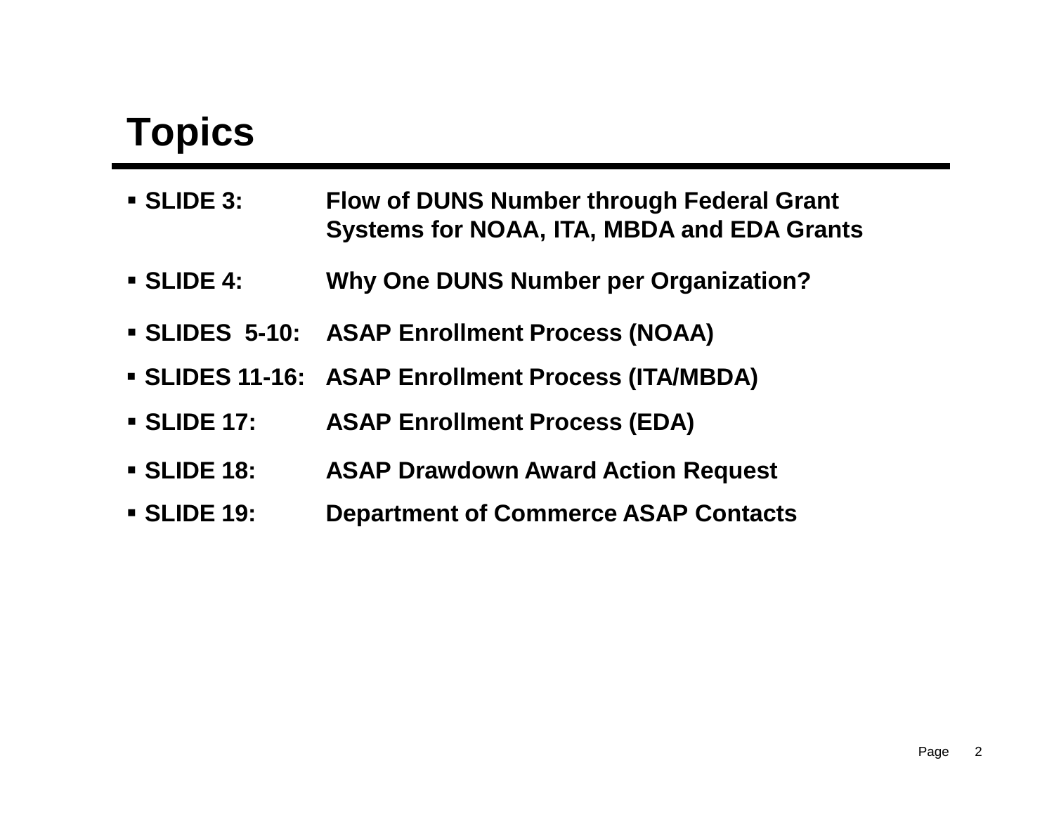# Topics

- **SLIDE 3:** **Flow of DUNS Number through Federal Grant Systems for NOAA, ITA, MBDA and EDA Grants**
- **SLIDE 4:** **Why One DUNS Number per Organization?**
- **SLIDES 5-10:** **ASAP Enrollment Process (NOAA)**
- **SLIDES 11-16:** **ASAP Enrollment Process (ITA/MBDA)**
- **SLIDE 17:** **ASAP Enrollment Process (EDA)**
- **SLIDE 18:** **ASAP Drawdown Award Action Request**
- **SLIDE 19:** **Department of Commerce ASAP Contacts**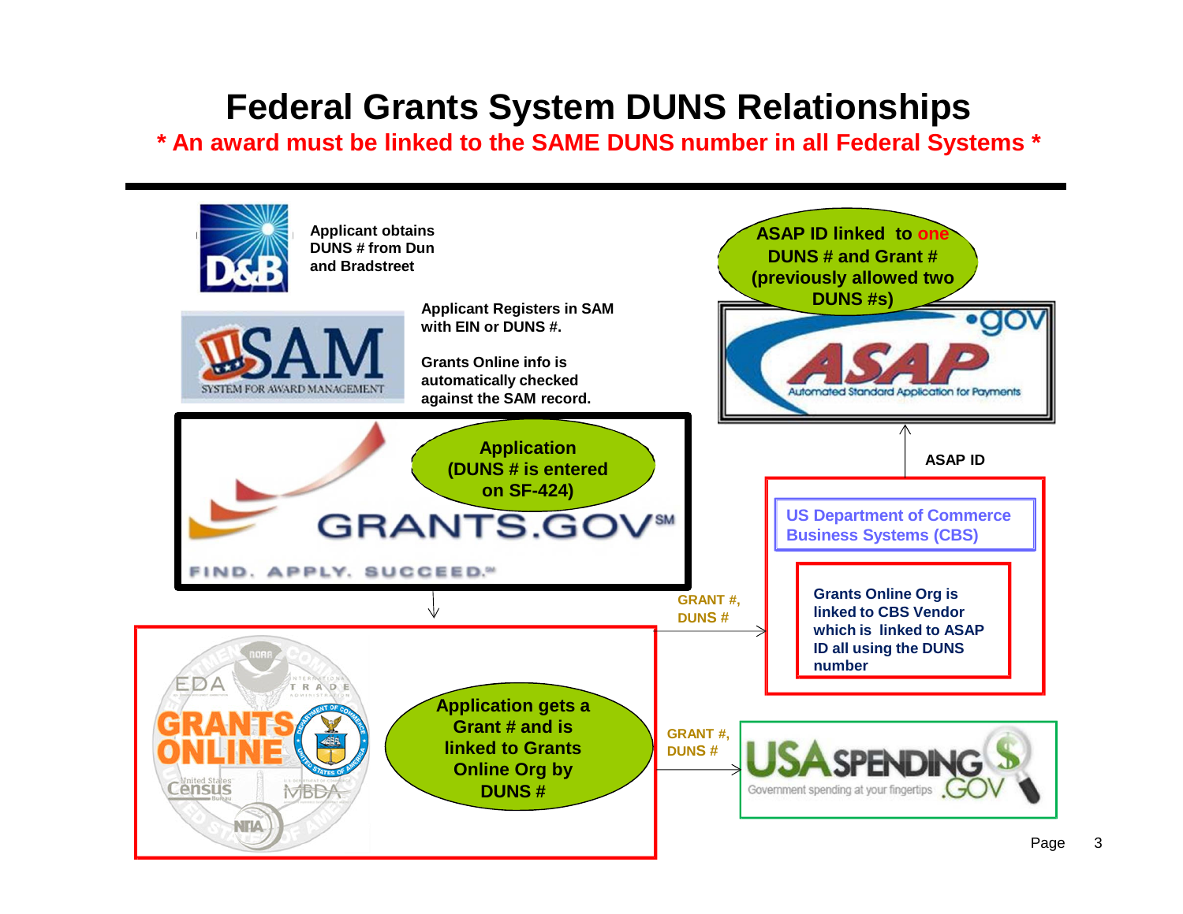# Federal Grants System DUNS Relationships

**\* An award must be linked to the SAME DUNS number in all Federal Systems \***

**Applicant obtains DUNS # from Dun and Bradstreet**

**Applicant Registers in SAM with EIN or DUNS #.**

**Grants Online info is automatically checked against the SAM record.**

**Application (DUNS # is entered on SF-424)**

**Application gets a Grant # and is linked to Grants Online Org by DUNS #**

**GRANT #, DUNS #**

**US Department of Commerce Business Systems (CBS)**

**Grants Online Org is linked to CBS Vendor which is linked to ASAP ID all using the DUNS number**

**ASAP ID**

**ASAP ID linked to one DUNS # and Grant # (previously allowed two DUNS #s)**

**GRANT #, DUNS #**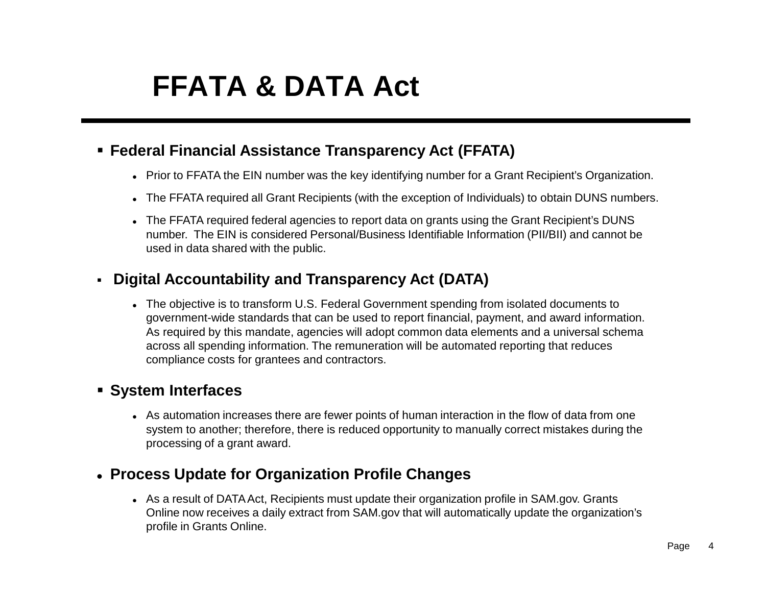# FFATA & DATA Act

- **Federal Financial Assistance Transparency Act (FFATA)**
  - Prior to FFATA the EIN number was the key identifying number for a Grant Recipient's Organization.
  - The FFATA required all Grant Recipients (with the exception of Individuals) to obtain DUNS numbers.
  - The FFATA required federal agencies to report data on grants using the Grant Recipient's DUNS number. The EIN is considered Personal/Business Identifiable Information (PII/BII) and cannot be used in data shared with the public.

- **Digital Accountability and Transparency Act (DATA)**
  - The objective is to transform U.S. Federal Government spending from isolated documents to government-wide standards that can be used to report financial, payment, and award information. As required by this mandate, agencies will adopt common data elements and a universal schema across all spending information. The remuneration will be automated reporting that reduces compliance costs for grantees and contractors.

- **System Interfaces**
  - As automation increases there are fewer points of human interaction in the flow of data from one system to another; therefore, there is reduced opportunity to manually correct mistakes during the processing of a grant award.

- **Process Update for Organization Profile Changes**
  - As a result of DATA Act, Recipients must update their organization profile in SAM.gov. Grants Online now receives a daily extract from SAM.gov that will automatically update the organization's profile in Grants Online.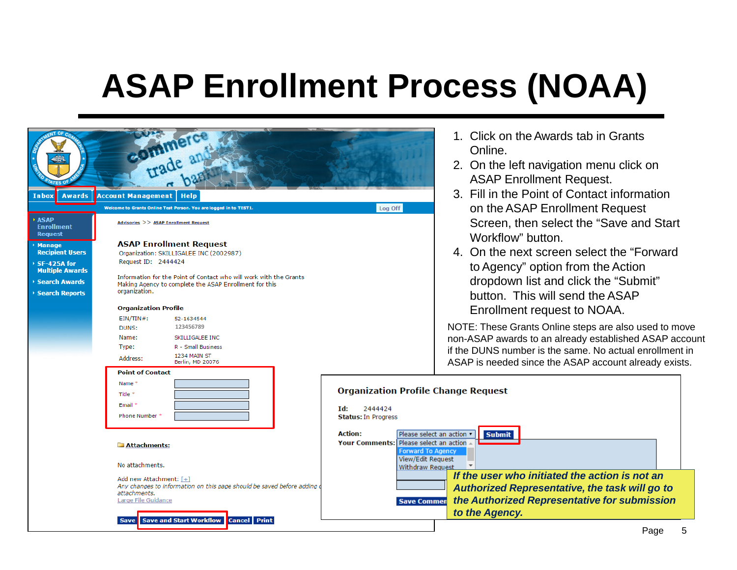# ASAP Enrollment Process (NOAA)

1. Click on the Awards tab in Grants Online.
2. On the left navigation menu click on ASAP Enrollment Request.
3. Fill in the Point of Contact information on the ASAP Enrollment Request Screen, then select the “Save and Start Workflow” button.
4. On the next screen select the “Forward to Agency” option from the Action dropdown list and click the “Submit” button. This will send the ASAP Enrollment request to NOAA.

NOTE: These Grants Online steps are also used to move non-ASAP awards to an already established ASAP account if the DUNS number is the same. No actual enrollment in ASAP is needed since the ASAP account already exists.

***If the user who initiated the action is not an Authorized Representative, the task will go to the Authorized Representative for submission to the Agency.***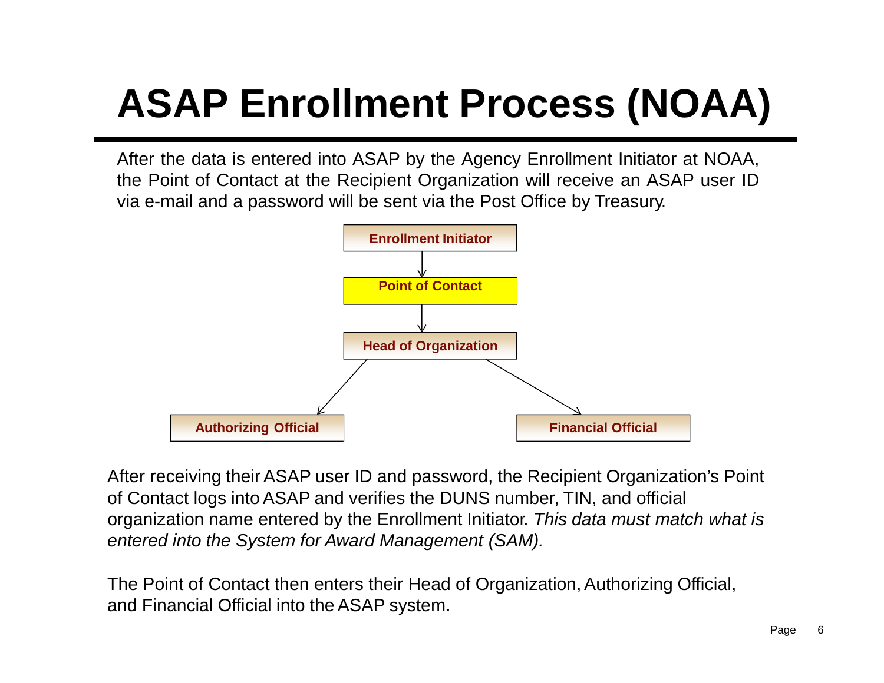# ASAP Enrollment Process (NOAA)

After the data is entered into ASAP by the Agency Enrollment Initiator at NOAA, the Point of Contact at the Recipient Organization will receive an ASAP user ID via e-mail and a password will be sent via the Post Office by Treasury.

**Enrollment Initiator**

↓

**Point of Contact**

↓

**Head of Organization**

↙ ↘

**Authorizing Official** | **Financial Official**

After receiving their ASAP user ID and password, the Recipient Organization's Point of Contact logs into ASAP and verifies the DUNS number, TIN, and official organization name entered by the Enrollment Initiator. *This data must match what is entered into the System for Award Management (SAM).*

The Point of Contact then enters their Head of Organization, Authorizing Official, and Financial Official into the ASAP system.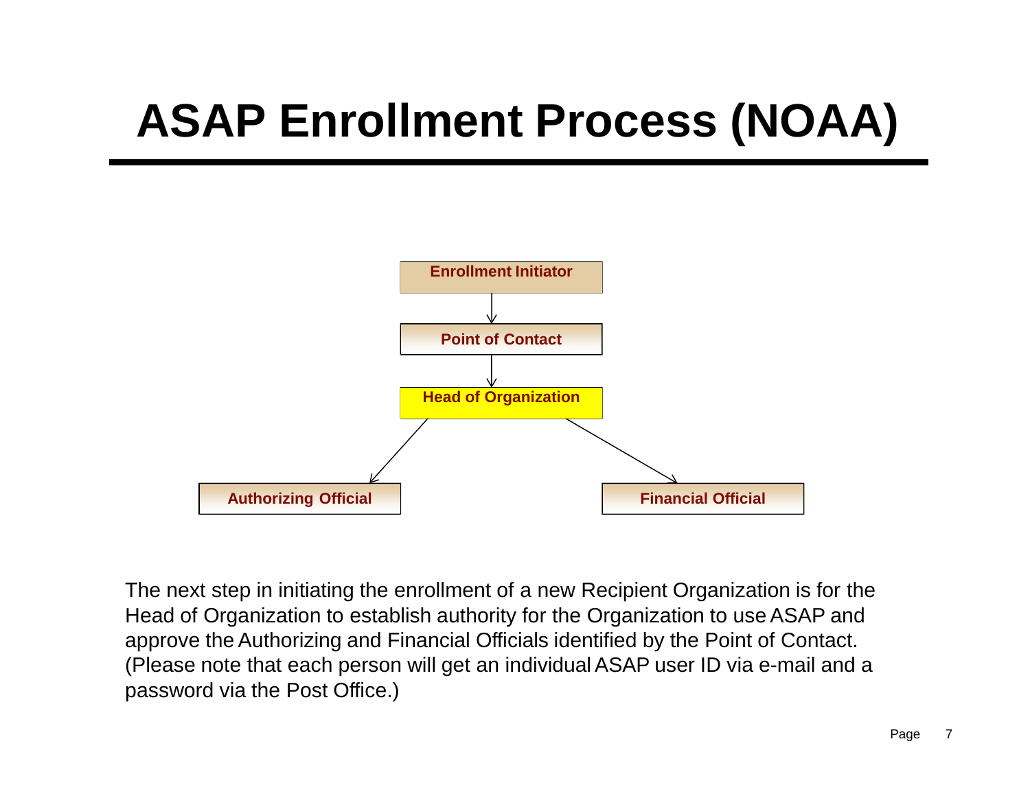# ASAP Enrollment Process (NOAA)

Enrollment Initiator

↓

Point of Contact

↓

Head of Organization

↙ ↘

Authorizing Official | Financial Official

The next step in initiating the enrollment of a new Recipient Organization is for the Head of Organization to establish authority for the Organization to use ASAP and approve the Authorizing and Financial Officials identified by the Point of Contact. (Please note that each person will get an individual ASAP user ID via e-mail and a password via the Post Office.)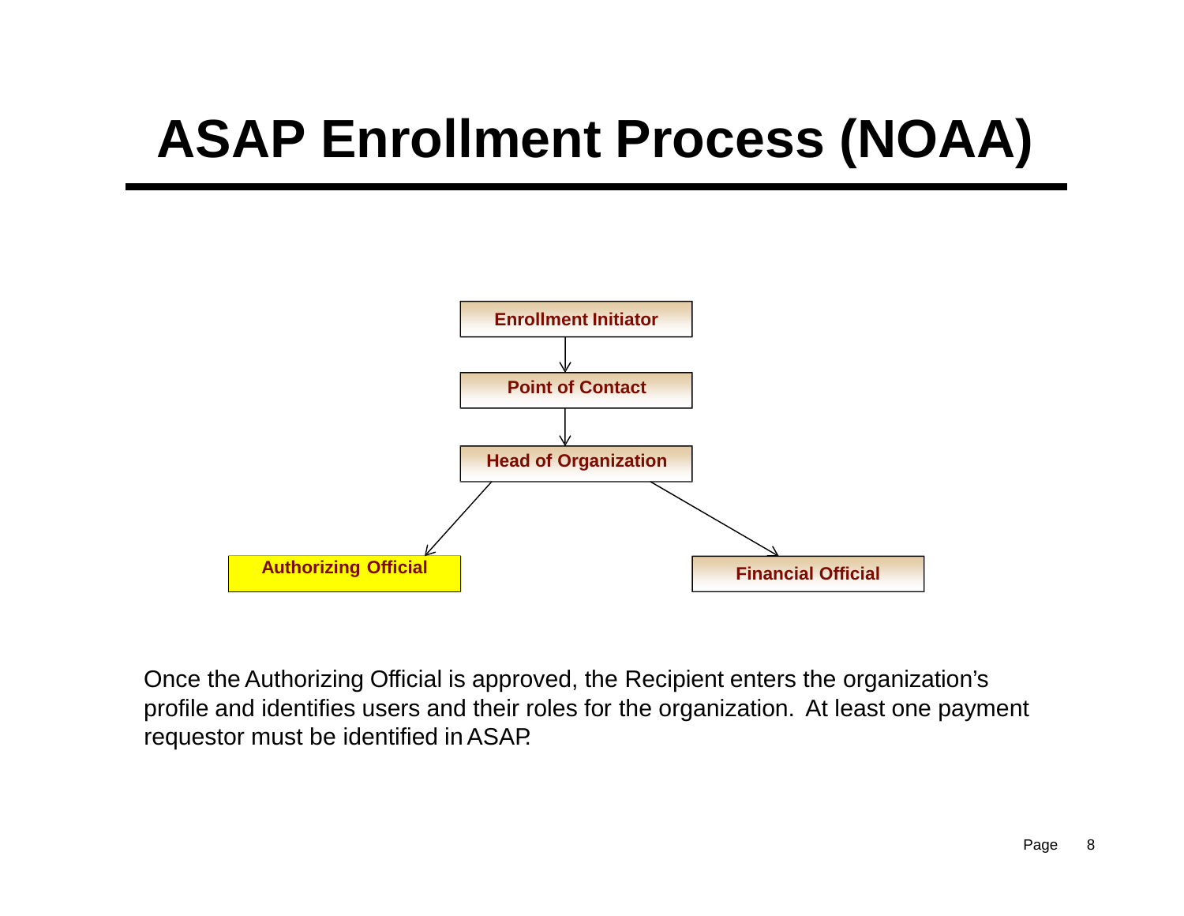# ASAP Enrollment Process (NOAA)

Enrollment Initiator

↓

Point of Contact

↓

Head of Organization

↙ ↘

**Authorizing Official** | Financial Official

Once the Authorizing Official is approved, the Recipient enters the organization's profile and identifies users and their roles for the organization. At least one payment requestor must be identified in ASAP.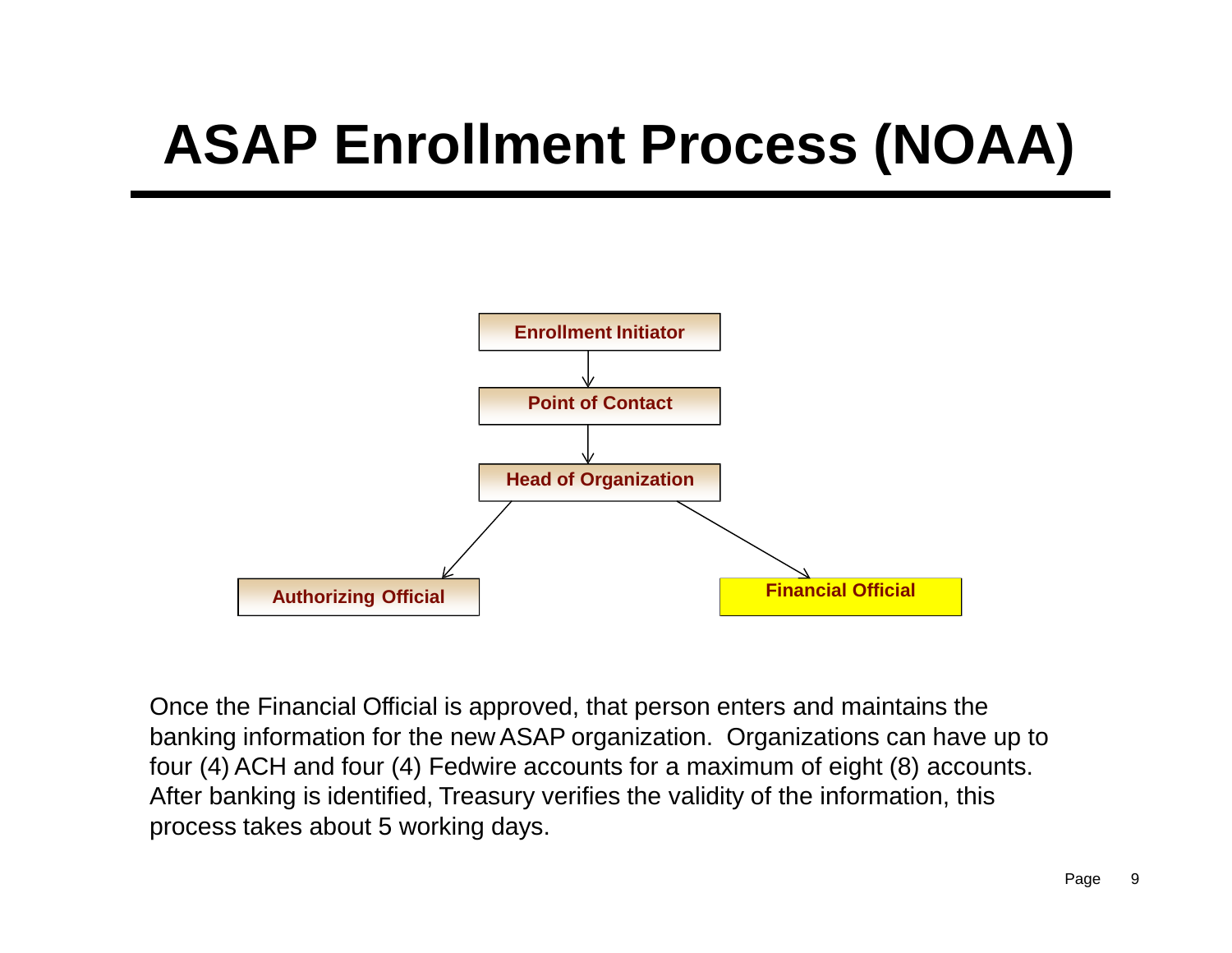# ASAP Enrollment Process (NOAA)

Enrollment Initiator

↓

Point of Contact

↓

Head of Organization

↙ ↘

Authorizing Official | Financial Official

Once the Financial Official is approved, that person enters and maintains the banking information for the new ASAP organization. Organizations can have up to four (4) ACH and four (4) Fedwire accounts for a maximum of eight (8) accounts. After banking is identified, Treasury verifies the validity of the information, this process takes about 5 working days.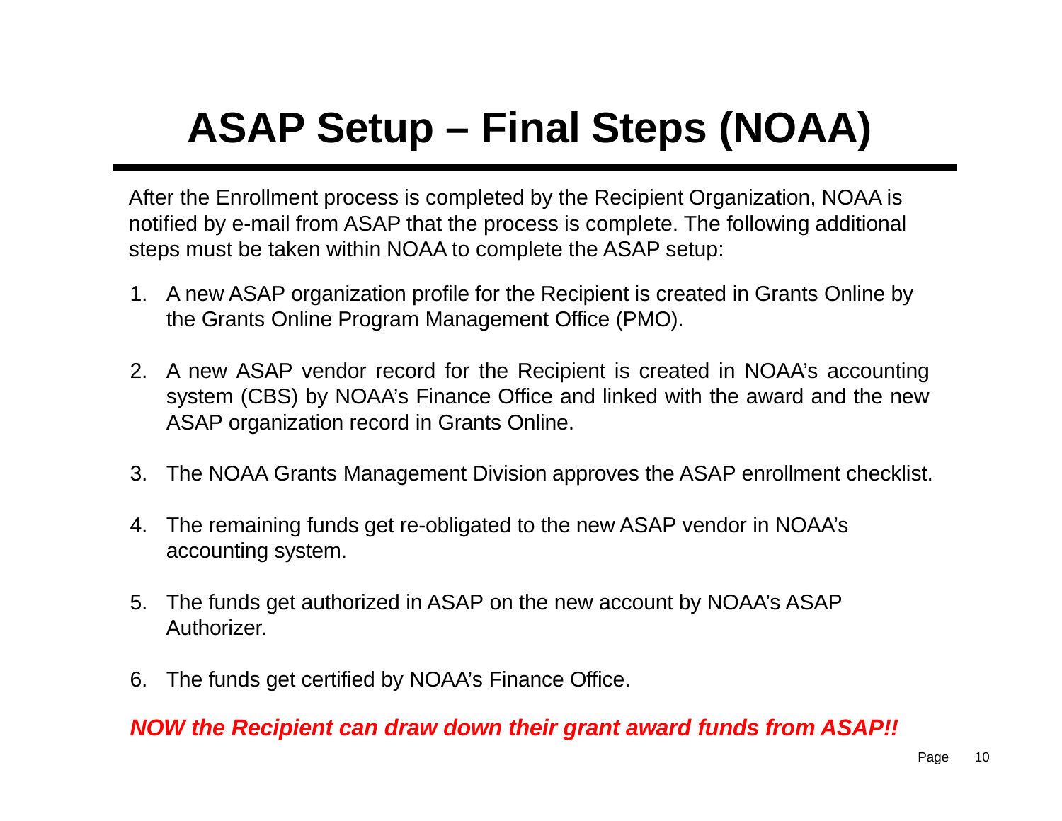# ASAP Setup – Final Steps (NOAA)

After the Enrollment process is completed by the Recipient Organization, NOAA is notified by e-mail from ASAP that the process is complete. The following additional steps must be taken within NOAA to complete the ASAP setup:

1. A new ASAP organization profile for the Recipient is created in Grants Online by the Grants Online Program Management Office (PMO).

2. A new ASAP vendor record for the Recipient is created in NOAA's accounting system (CBS) by NOAA's Finance Office and linked with the award and the new ASAP organization record in Grants Online.

3. The NOAA Grants Management Division approves the ASAP enrollment checklist.

4. The remaining funds get re-obligated to the new ASAP vendor in NOAA's accounting system.

5. The funds get authorized in ASAP on the new account by NOAA's ASAP Authorizer.

6. The funds get certified by NOAA's Finance Office.

***NOW the Recipient can draw down their grant award funds from ASAP!!***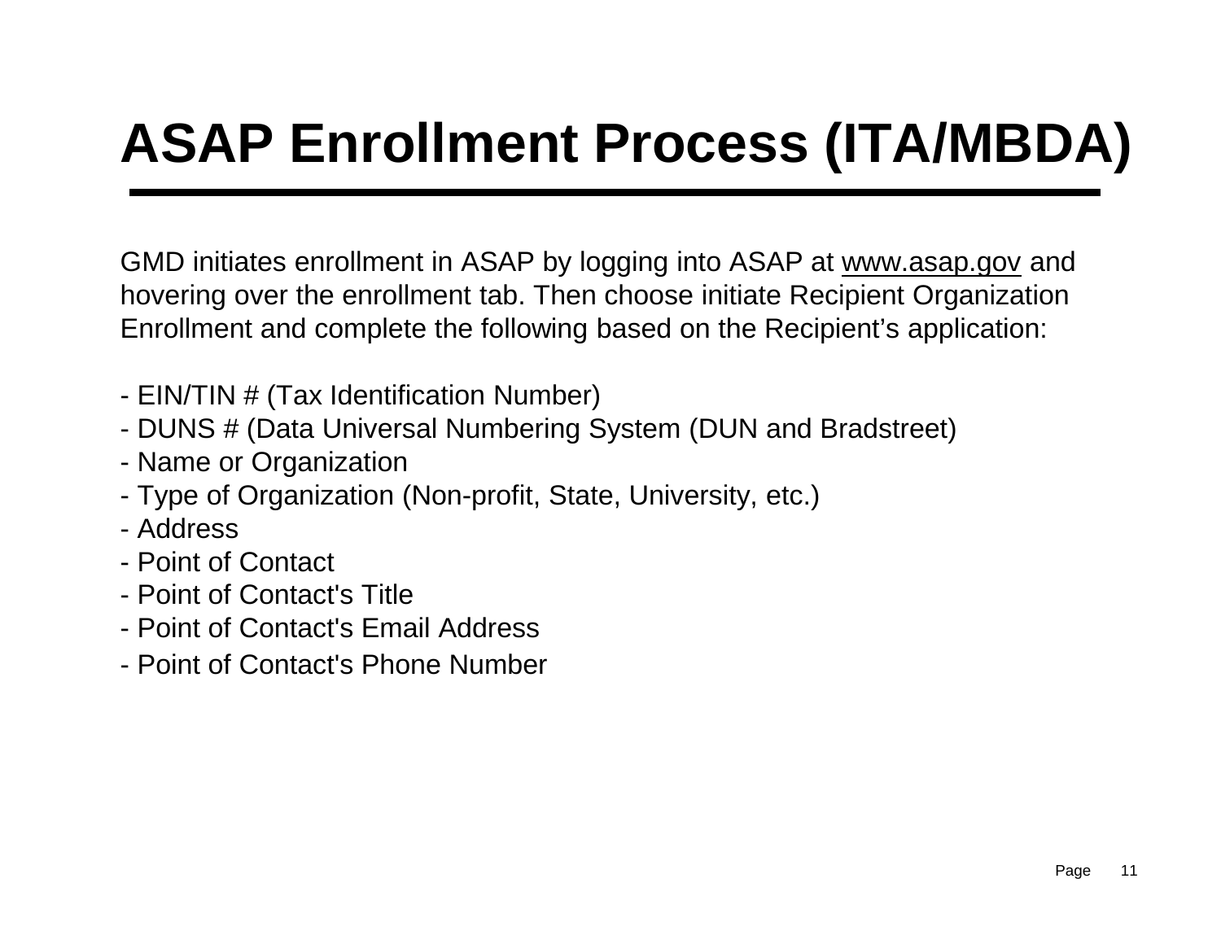# ASAP Enrollment Process (ITA/MBDA)

GMD initiates enrollment in ASAP by logging into ASAP at www.asap.gov and hovering over the enrollment tab. Then choose initiate Recipient Organization Enrollment and complete the following based on the Recipient's application:

- EIN/TIN # (Tax Identification Number)
- DUNS # (Data Universal Numbering System (DUN and Bradstreet)
- Name or Organization
- Type of Organization (Non-profit, State, University, etc.)
- Address
- Point of Contact
- Point of Contact's Title
- Point of Contact's Email Address
- Point of Contact's Phone Number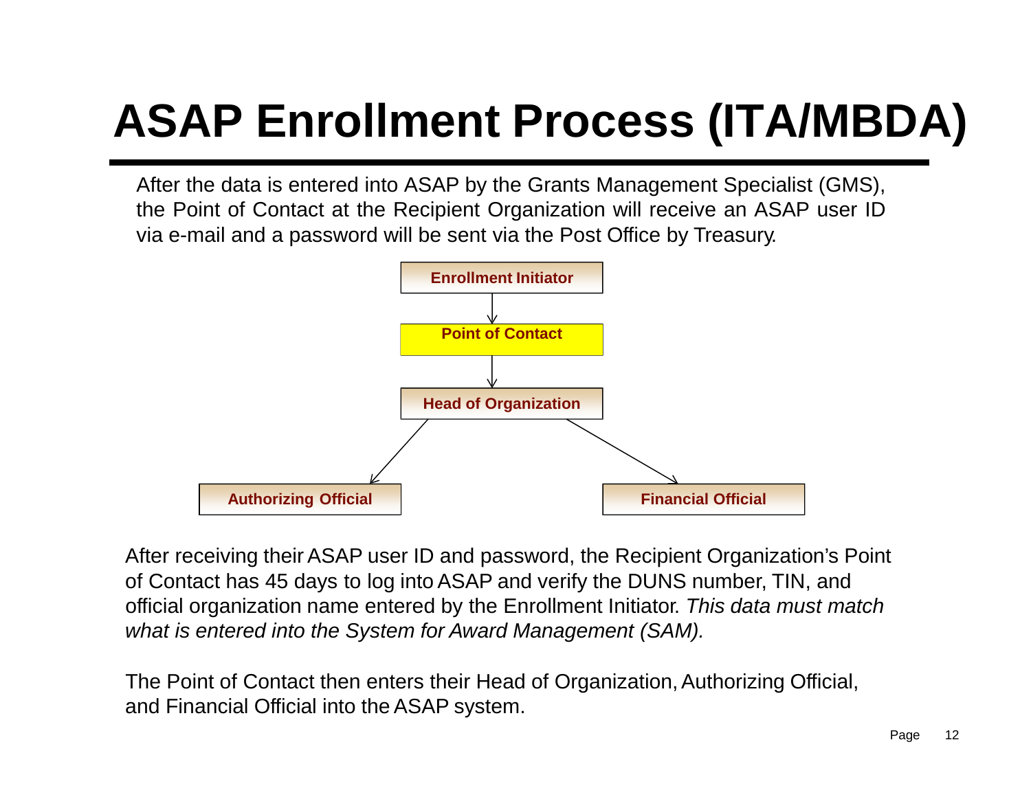# ASAP Enrollment Process (ITA/MBDA)

After the data is entered into ASAP by the Grants Management Specialist (GMS), the Point of Contact at the Recipient Organization will receive an ASAP user ID via e-mail and a password will be sent via the Post Office by Treasury.

**Enrollment Initiator**

↓

**Point of Contact**

↓

**Head of Organization**

↙ ↘

**Authorizing Official** | **Financial Official**

After receiving their ASAP user ID and password, the Recipient Organization's Point of Contact has 45 days to log into ASAP and verify the DUNS number, TIN, and official organization name entered by the Enrollment Initiator. *This data must match what is entered into the System for Award Management (SAM).*

The Point of Contact then enters their Head of Organization, Authorizing Official, and Financial Official into the ASAP system.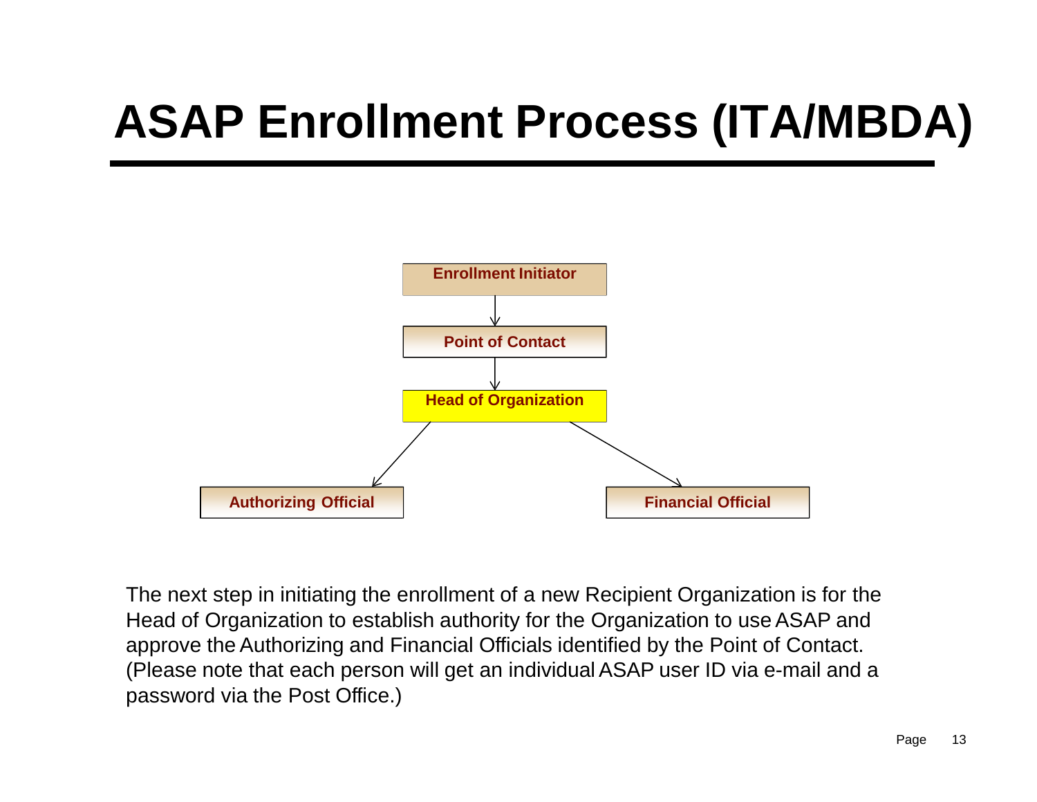# ASAP Enrollment Process (ITA/MBDA)

Enrollment Initiator

Point of Contact

Head of Organization

Authorizing Official

Financial Official

The next step in initiating the enrollment of a new Recipient Organization is for the Head of Organization to establish authority for the Organization to use ASAP and approve the Authorizing and Financial Officials identified by the Point of Contact. (Please note that each person will get an individual ASAP user ID via e-mail and a password via the Post Office.)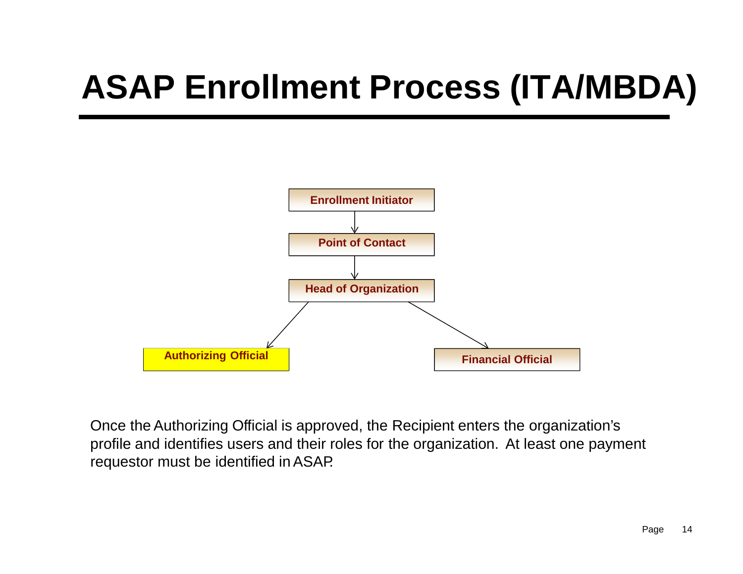# ASAP Enrollment Process (ITA/MBDA)

Enrollment Initiator

Point of Contact

Head of Organization

Authorizing Official

Financial Official

Once the Authorizing Official is approved, the Recipient enters the organization's profile and identifies users and their roles for the organization. At least one payment requestor must be identified in ASAP.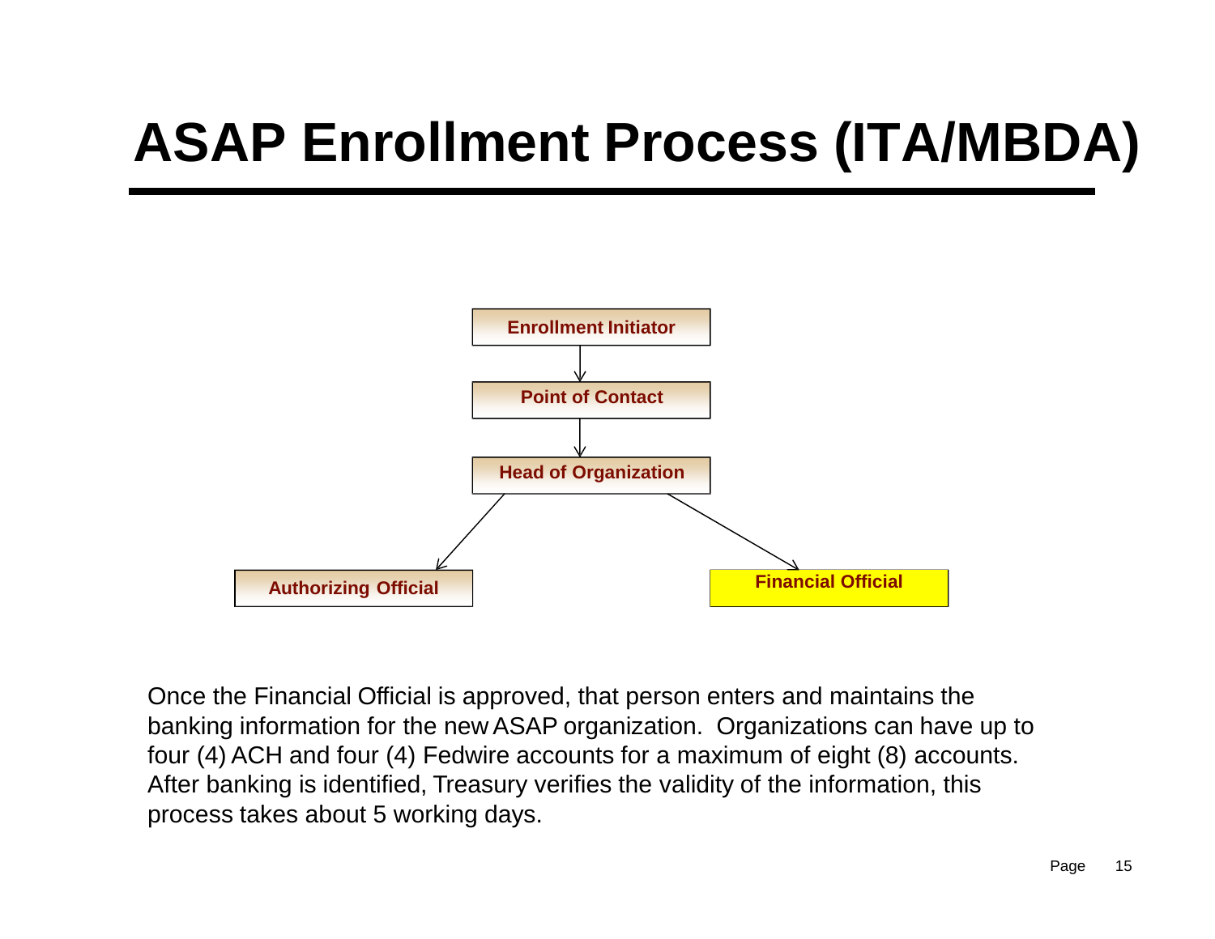# ASAP Enrollment Process (ITA/MBDA)

- Enrollment Initiator
  - Point of Contact
    - Head of Organization
      - Authorizing Official
      - Financial Official

Once the Financial Official is approved, that person enters and maintains the banking information for the new ASAP organization. Organizations can have up to four (4) ACH and four (4) Fedwire accounts for a maximum of eight (8) accounts. After banking is identified, Treasury verifies the validity of the information, this process takes about 5 working days.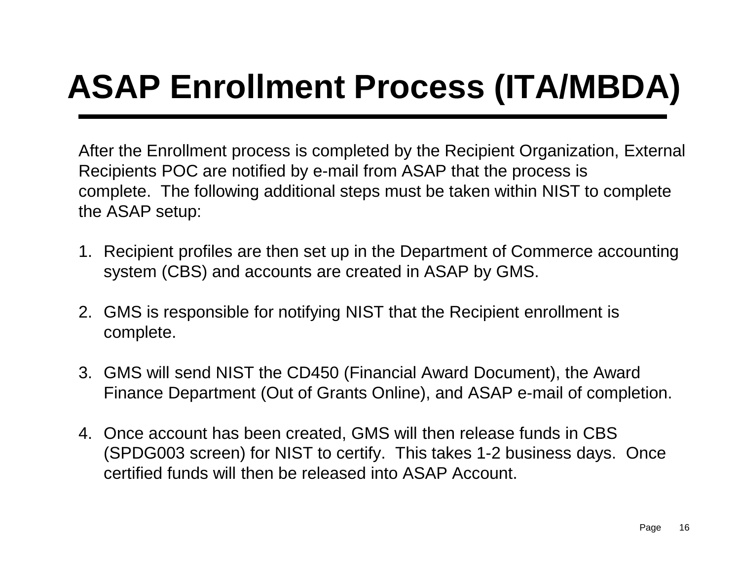# ASAP Enrollment Process (ITA/MBDA)

After the Enrollment process is completed by the Recipient Organization, External Recipients POC are notified by e-mail from ASAP that the process is complete. The following additional steps must be taken within NIST to complete the ASAP setup:

1. Recipient profiles are then set up in the Department of Commerce accounting system (CBS) and accounts are created in ASAP by GMS.

2. GMS is responsible for notifying NIST that the Recipient enrollment is complete.

3. GMS will send NIST the CD450 (Financial Award Document), the Award Finance Department (Out of Grants Online), and ASAP e-mail of completion.

4. Once account has been created, GMS will then release funds in CBS (SPDG003 screen) for NIST to certify. This takes 1-2 business days. Once certified funds will then be released into ASAP Account.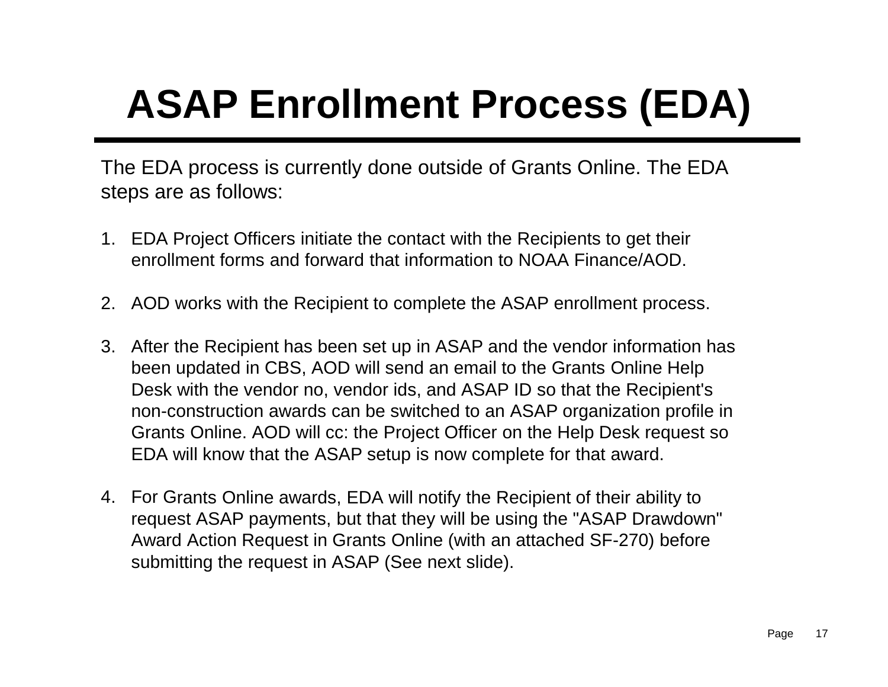# ASAP Enrollment Process (EDA)

The EDA process is currently done outside of Grants Online. The EDA steps are as follows:

1. EDA Project Officers initiate the contact with the Recipients to get their enrollment forms and forward that information to NOAA Finance/AOD.

2. AOD works with the Recipient to complete the ASAP enrollment process.

3. After the Recipient has been set up in ASAP and the vendor information has been updated in CBS, AOD will send an email to the Grants Online Help Desk with the vendor no, vendor ids, and ASAP ID so that the Recipient's non-construction awards can be switched to an ASAP organization profile in Grants Online. AOD will cc: the Project Officer on the Help Desk request so EDA will know that the ASAP setup is now complete for that award.

4. For Grants Online awards, EDA will notify the Recipient of their ability to request ASAP payments, but that they will be using the "ASAP Drawdown" Award Action Request in Grants Online (with an attached SF-270) before submitting the request in ASAP (See next slide).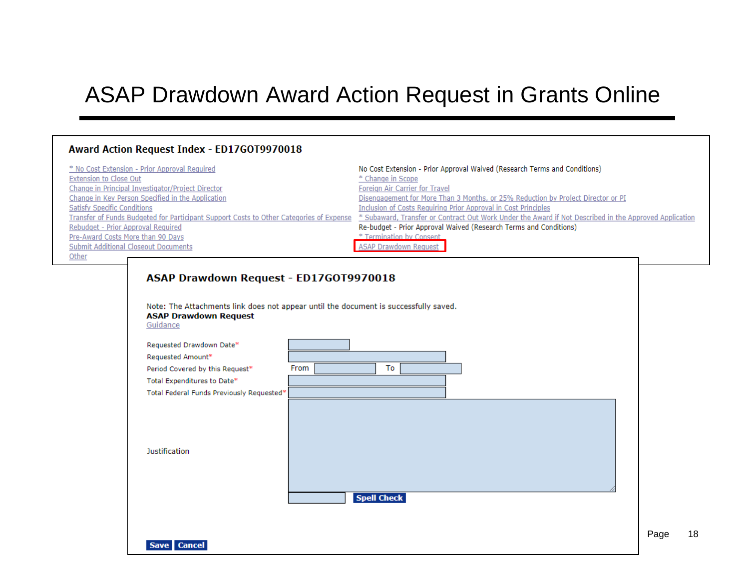# ASAP Drawdown Award Action Request in Grants Online

## Award Action Request Index - ED17GOT9970018

- * No Cost Extension - Prior Approval Required
- Extension to Close Out
- Change in Principal Investigator/Project Director
- Change in Key Person Specified in the Application
- Satisfy Specific Conditions
- Transfer of Funds Budgeted for Participant Support Costs to Other Categories of Expense
- Rebudget - Prior Approval Required
- Pre-Award Costs More than 90 Days
- Submit Additional Closeout Documents
- Other
- No Cost Extension - Prior Approval Waived (Research Terms and Conditions)
- * Change in Scope
- Foreign Air Carrier for Travel
- Disengagement for More Than 3 Months, or 25% Reduction by Project Director or PI
- Inclusion of Costs Requiring Prior Approval in Cost Principles
- * Subaward, Transfer or Contract Out Work Under the Award if Not Described in the Approved Application
- Re-budget - Prior Approval Waived (Research Terms and Conditions)
- * Termination by Consent
- ASAP Drawdown Request

## ASAP Drawdown Request - ED17GOT9970018

Note: The Attachments link does not appear until the document is successfully saved.

**ASAP Drawdown Request**

Guidance

| | |
|---|---|
| Requested Drawdown Date* | |
| Requested Amount* | |
| Period Covered by this Request* | From ___ To ___ |
| Total Expenditures to Date* | |
| Total Federal Funds Previously Requested* | |
| Justification | |

Spell Check

Save | Cancel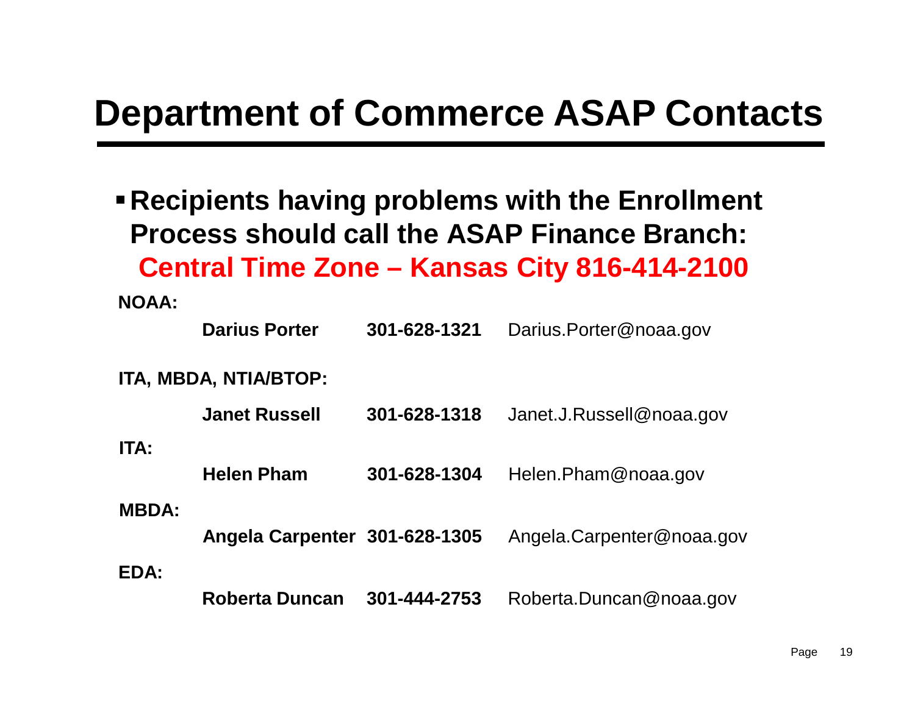# Department of Commerce ASAP Contacts

- **Recipients having problems with the Enrollment Process should call the ASAP Finance Branch:** **Central Time Zone – Kansas City 816-414-2100**

**NOAA:**

| | | |
|---|---|---|
| **Darius Porter** | **301-628-1321** | Darius.Porter@noaa.gov |

**ITA, MBDA, NTIA/BTOP:**

| | | |
|---|---|---|
| **Janet Russell** | **301-628-1318** | Janet.J.Russell@noaa.gov |

**ITA:**

| | | |
|---|---|---|
| **Helen Pham** | **301-628-1304** | Helen.Pham@noaa.gov |

**MBDA:**

| | | |
|---|---|---|
| **Angela Carpenter** | **301-628-1305** | Angela.Carpenter@noaa.gov |

**EDA:**

| | | |
|---|---|---|
| **Roberta Duncan** | **301-444-2753** | Roberta.Duncan@noaa.gov |